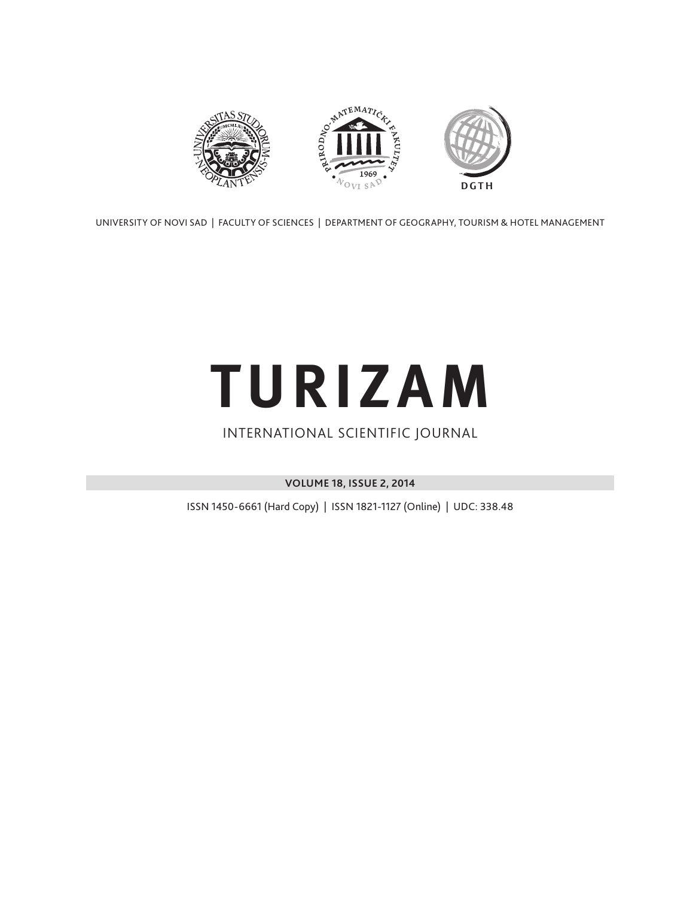UNIVERSITY OF NOVI SAD | FACULTY OF SCIENCES | DEPARTMENT OF GEOGRAPHY, TOURISM & HOTEL MANAGEMENT

# TURIZAM

INTERNATIONAL SCIENTIFIC JOURNAL

**VOLUME 18, ISSUE 2, 2014**

ISSN 1450-6661 (Hard Copy) | ISSN 1821-1127 (Online) | UDC: 338.48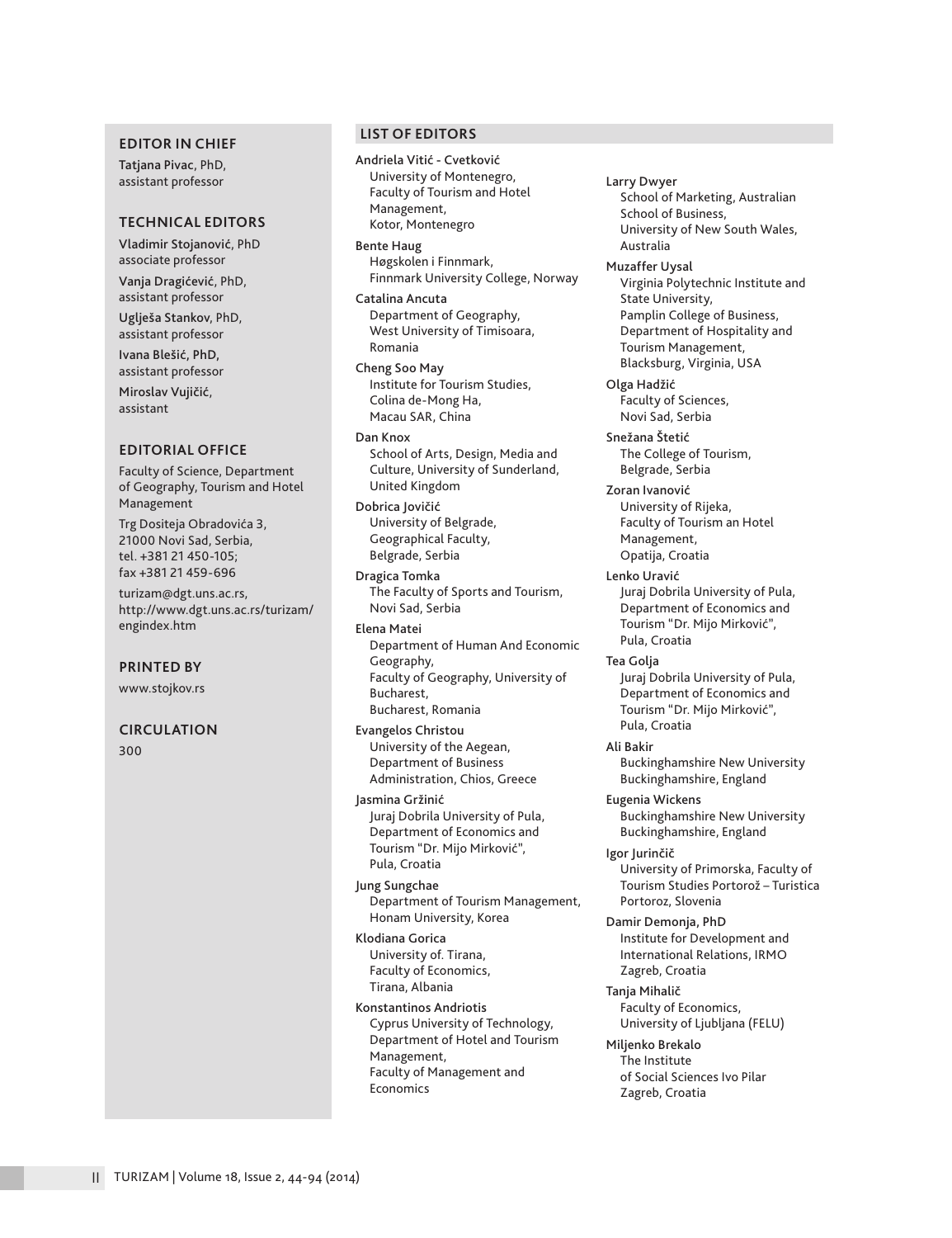## EDITOR IN CHIEF

**Tatjana Pivac**, PhD, assistant professor

## TECHNICAL EDITORS

**Vladimir Stojanović**, PhD associate professor

**Vanja Dragićević**, PhD, assistant professor

**Uglješa Stankov**, PhD, assistant professor

**Ivana Blešić, PhD,** assistant professor

**Miroslav Vujičić**, assistant

## EDITORIAL OFFICE

Faculty of Science, Department of Geography, Tourism and Hotel Management

Trg Dositeja Obradovića 3, 21000 Novi Sad, Serbia, tel. +381 21 450-105; fax +381 21 459-696

turizam@dgt.uns.ac.rs, http://www.dgt.uns.ac.rs/turizam/engindex.htm

## PRINTED BY

www.stojkov.rs

## CIRCULATION

300

## LIST OF EDITORS

**Andriela Vitić - Cvetković**
University of Montenegro, Faculty of Tourism and Hotel Management, Kotor, Montenegro

**Bente Haug**
Høgskolen i Finnmark, Finnmark University College, Norway

**Catalina Ancuta**
Department of Geography, West University of Timisoara, Romania

**Cheng Soo May**
Institute for Tourism Studies, Colina de-Mong Ha, Macau SAR, China

**Dan Knox**
School of Arts, Design, Media and Culture, University of Sunderland, United Kingdom

**Dobrica Jovičić**
University of Belgrade, Geographical Faculty, Belgrade, Serbia

**Dragica Tomka**
The Faculty of Sports and Tourism, Novi Sad, Serbia

**Elena Matei**
Department of Human And Economic Geography, Faculty of Geography, University of Bucharest, Bucharest, Romania

**Evangelos Christou**
University of the Aegean, Department of Business Administration, Chios, Greece

**Jasmina Gržinić**
Juraj Dobrila University of Pula, Department of Economics and Tourism "Dr. Mijo Mirković", Pula, Croatia

**Jung Sungchae**
Department of Tourism Management, Honam University, Korea

**Klodiana Gorica**
University of. Tirana, Faculty of Economics, Tirana, Albania

**Konstantinos Andriotis**
Cyprus University of Technology, Department of Hotel and Tourism Management, Faculty of Management and Economics

**Larry Dwyer**
School of Marketing, Australian School of Business, University of New South Wales, Australia

**Muzaffer Uysal**
Virginia Polytechnic Institute and State University, Pamplin College of Business, Department of Hospitality and Tourism Management, Blacksburg, Virginia, USA

**Olga Hadžić**
Faculty of Sciences, Novi Sad, Serbia

**Snežana Štetić**
The College of Tourism, Belgrade, Serbia

**Zoran Ivanović**
University of Rijeka, Faculty of Tourism an Hotel Management, Opatija, Croatia

**Lenko Uravić**
Juraj Dobrila University of Pula, Department of Economics and Tourism "Dr. Mijo Mirković", Pula, Croatia

**Tea Golja**
Juraj Dobrila University of Pula, Department of Economics and Tourism "Dr. Mijo Mirković", Pula, Croatia

**Ali Bakir**
Buckinghamshire New University Buckinghamshire, England

**Eugenia Wickens**
Buckinghamshire New University Buckinghamshire, England

**Igor Jurinčič**
University of Primorska, Faculty of Tourism Studies Portorož – Turistica Portoroz, Slovenia

**Damir Demonja, PhD**
Institute for Development and International Relations, IRMO Zagreb, Croatia

**Tanja Mihalič**
Faculty of Economics, University of Ljubljana (FELU)

**Miljenko Brekalo**
The Institute of Social Sciences Ivo Pilar Zagreb, Croatia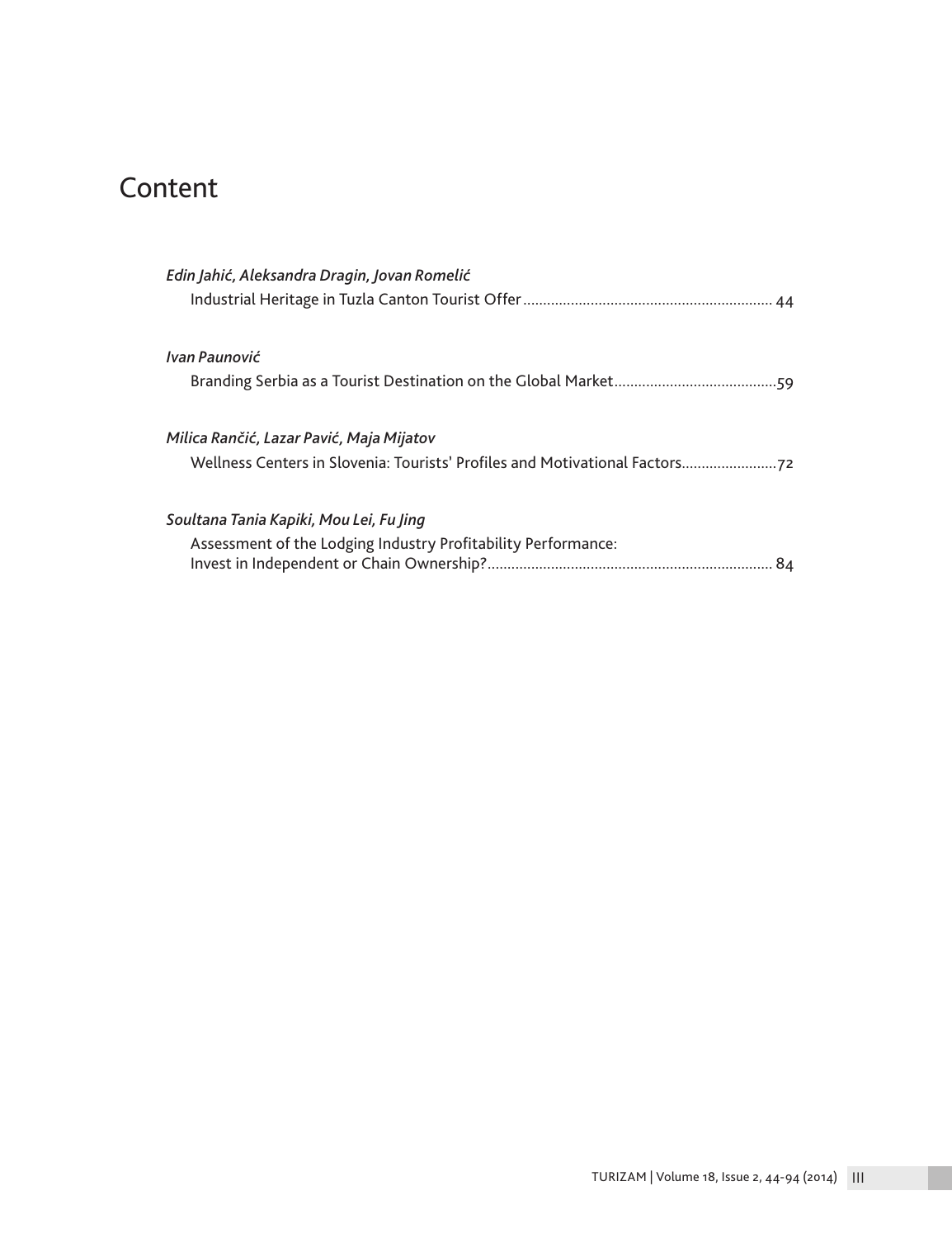# Content

*Edin Jahić, Aleksandra Dragin, Jovan Romelić*

Industrial Heritage in Tuzla Canton Tourist Offer ........................................................... 44

*Ivan Paunović*

Branding Serbia as a Tourist Destination on the Global Market.........................................59

*Milica Rančić, Lazar Pavić, Maja Mijatov*

Wellness Centers in Slovenia: Tourists' Profiles and Motivational Factors........................72

*Soultana Tania Kapiki, Mou Lei, Fu Jing*

Assessment of the Lodging Industry Profitability Performance: Invest in Independent or Chain Ownership?....................................................................... 84